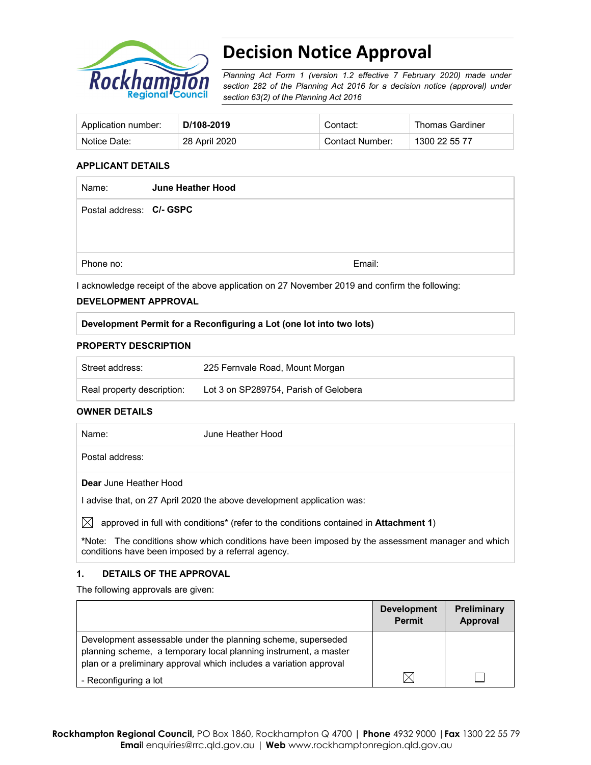# Decision Notice Approval

*Planning Act Form 1 (version 1.2 effective 7 February 2020) made under section 282 of the Planning Act 2016 for a decision notice (approval) under section 63(2) of the Planning Act 2016*

| Application number: | **D/108-2019** | Contact: | Thomas Gardiner |
|---|---|---|---|
| Notice Date: | 28 April 2020 | Contact Number: | 1300 22 55 77 |

**APPLICANT DETAILS**

| | |
|---|---|
| Name: | **June Heather Hood** |
| Postal address: | **C/- GSPC** |
| Phone no: | Email: |

I acknowledge receipt of the above application on 27 November 2019 and confirm the following:

**DEVELOPMENT APPROVAL**

| **Development Permit for a Reconfiguring a Lot (one lot into two lots)** |
|---|

**PROPERTY DESCRIPTION**

| | |
|---|---|
| Street address: | 225 Fernvale Road, Mount Morgan |
| Real property description: | Lot 3 on SP289754, Parish of Gelobera |

**OWNER DETAILS**

| | |
|---|---|
| Name: | June Heather Hood |
| Postal address: | |

**Dear** June Heather Hood

I advise that, on 27 April 2020 the above development application was:

☒ approved in full with conditions* (refer to the conditions contained in **Attachment 1**)

***Note:** The conditions show which conditions have been imposed by the assessment manager and which conditions have been imposed by a referral agency.

**1. DETAILS OF THE APPROVAL**

The following approvals are given:

| | Development Permit | Preliminary Approval |
|---|---|---|
| Development assessable under the planning scheme, superseded planning scheme, a temporary local planning instrument, a master plan or a preliminary approval which includes a variation approval<br>- Reconfiguring a lot | ☒ | ☐ |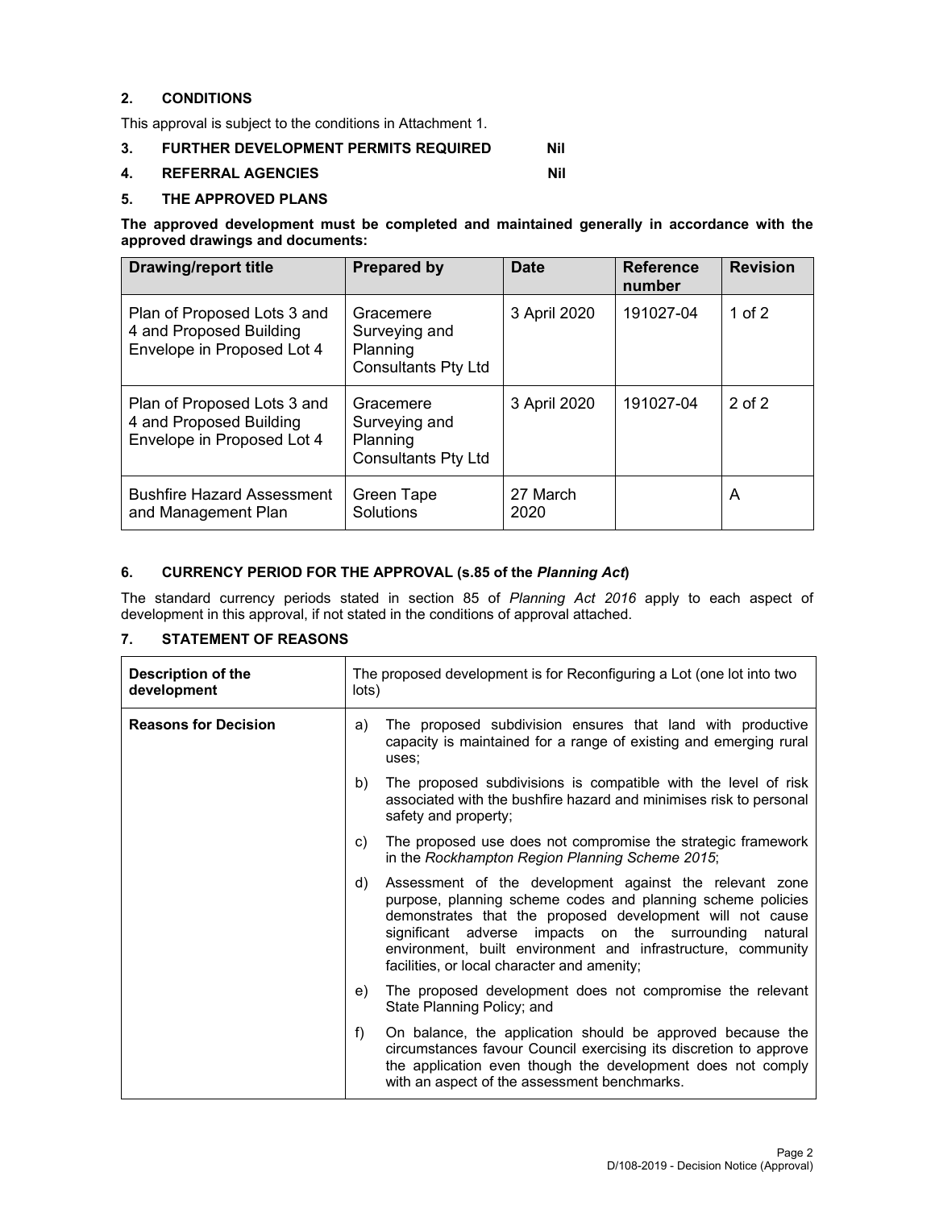## 2. CONDITIONS

This approval is subject to the conditions in Attachment 1.

## 3. FURTHER DEVELOPMENT PERMITS REQUIRED Nil

## 4. REFERRAL AGENCIES Nil

## 5. THE APPROVED PLANS

**The approved development must be completed and maintained generally in accordance with the approved drawings and documents:**

| Drawing/report title | Prepared by | Date | Reference number | Revision |
|---|---|---|---|---|
| Plan of Proposed Lots 3 and 4 and Proposed Building Envelope in Proposed Lot 4 | Gracemere Surveying and Planning Consultants Pty Ltd | 3 April 2020 | 191027-04 | 1 of 2 |
| Plan of Proposed Lots 3 and 4 and Proposed Building Envelope in Proposed Lot 4 | Gracemere Surveying and Planning Consultants Pty Ltd | 3 April 2020 | 191027-04 | 2 of 2 |
| Bushfire Hazard Assessment and Management Plan | Green Tape Solutions | 27 March 2020 | | A |

## 6. CURRENCY PERIOD FOR THE APPROVAL (s.85 of the *Planning Act*)

The standard currency periods stated in section 85 of *Planning Act 2016* apply to each aspect of development in this approval, if not stated in the conditions of approval attached.

## 7. STATEMENT OF REASONS

| Description of the development | The proposed development is for Reconfiguring a Lot (one lot into two lots) |
|---|---|
| **Reasons for Decision** | a) The proposed subdivision ensures that land with productive capacity is maintained for a range of existing and emerging rural uses;<br>b) The proposed subdivisions is compatible with the level of risk associated with the bushfire hazard and minimises risk to personal safety and property;<br>c) The proposed use does not compromise the strategic framework in the *Rockhampton Region Planning Scheme 2015*;<br>d) Assessment of the development against the relevant zone purpose, planning scheme codes and planning scheme policies demonstrates that the proposed development will not cause significant adverse impacts on the surrounding natural environment, built environment and infrastructure, community facilities, or local character and amenity;<br>e) The proposed development does not compromise the relevant State Planning Policy; and<br>f) On balance, the application should be approved because the circumstances favour Council exercising its discretion to approve the application even though the development does not comply with an aspect of the assessment benchmarks. |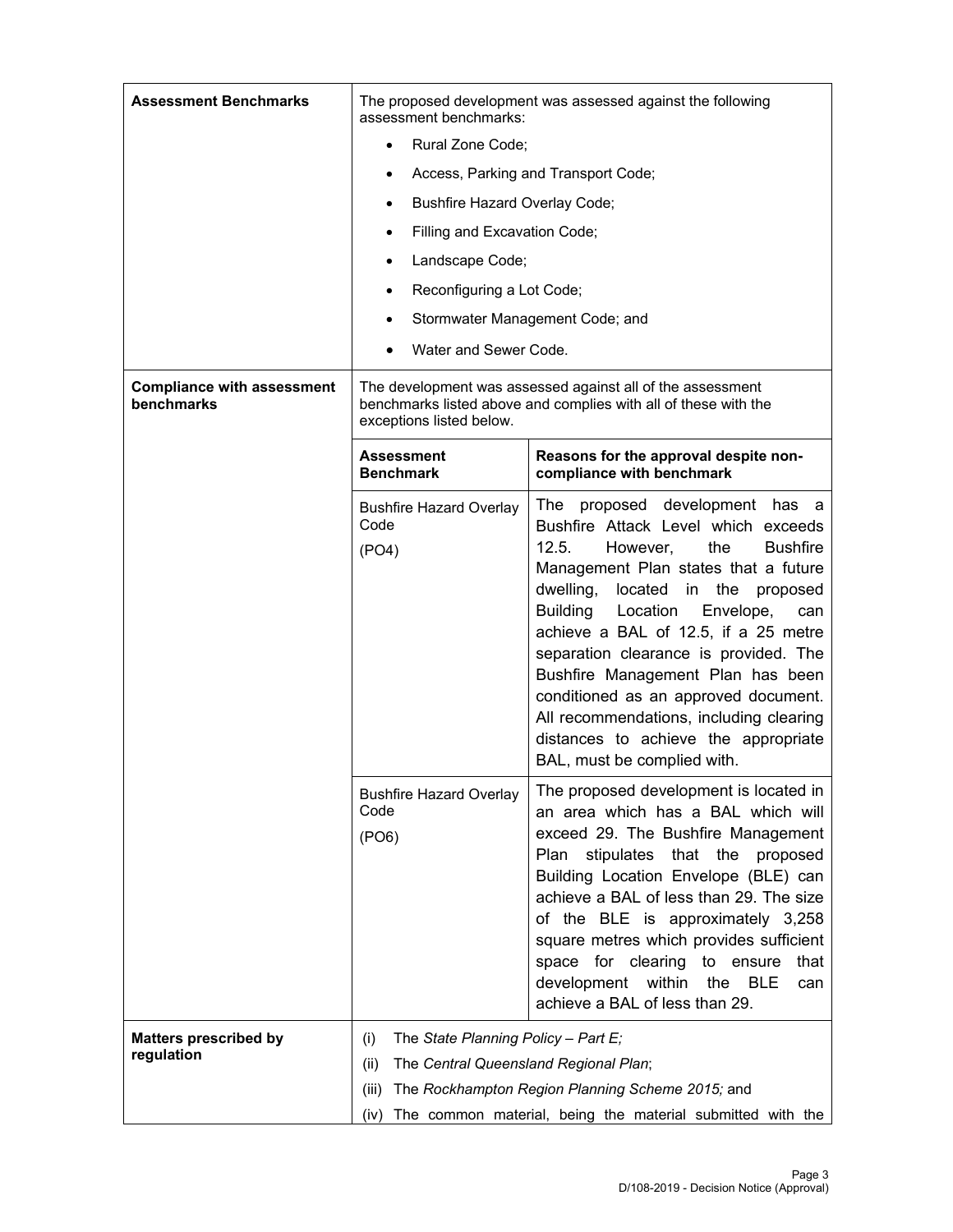| | | |
|---|---|---|
| **Assessment Benchmarks** | The proposed development was assessed against the following assessment benchmarks:<br>• Rural Zone Code;<br>• Access, Parking and Transport Code;<br>• Bushfire Hazard Overlay Code;<br>• Filling and Excavation Code;<br>• Landscape Code;<br>• Reconfiguring a Lot Code;<br>• Stormwater Management Code; and<br>• Water and Sewer Code. | |
| **Compliance with assessment benchmarks** | The development was assessed against all of the assessment benchmarks listed above and complies with all of these with the exceptions listed below. | |
| | **Assessment Benchmark** | **Reasons for the approval despite non-compliance with benchmark** |
| | Bushfire Hazard Overlay Code<br>(PO4) | The proposed development has a Bushfire Attack Level which exceeds 12.5. However, the Bushfire Management Plan states that a future dwelling, located in the proposed Building Location Envelope, can achieve a BAL of 12.5, if a 25 metre separation clearance is provided. The Bushfire Management Plan has been conditioned as an approved document. All recommendations, including clearing distances to achieve the appropriate BAL, must be complied with. |
| | Bushfire Hazard Overlay Code<br>(PO6) | The proposed development is located in an area which has a BAL which will exceed 29. The Bushfire Management Plan stipulates that the proposed Building Location Envelope (BLE) can achieve a BAL of less than 29. The size of the BLE is approximately 3,258 square metres which provides sufficient space for clearing to ensure that development within the BLE can achieve a BAL of less than 29. |
| **Matters prescribed by regulation** | (i) The *State Planning Policy – Part E;*<br>(ii) The *Central Queensland Regional Plan*;<br>(iii) The *Rockhampton Region Planning Scheme 2015;* and<br>(iv) The common material, being the material submitted with the | |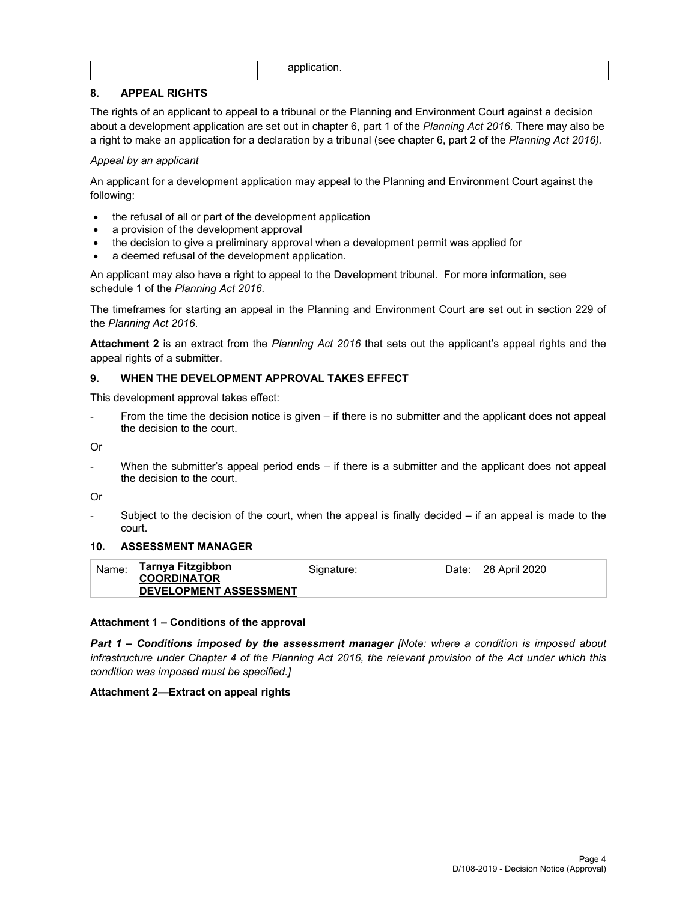| | application. |
|---|---|

## 8. APPEAL RIGHTS

The rights of an applicant to appeal to a tribunal or the Planning and Environment Court against a decision about a development application are set out in chapter 6, part 1 of the *Planning Act 2016*. There may also be a right to make an application for a declaration by a tribunal (see chapter 6, part 2 of the *Planning Act 2016).*

*Appeal by an applicant*

An applicant for a development application may appeal to the Planning and Environment Court against the following:

- the refusal of all or part of the development application
- a provision of the development approval
- the decision to give a preliminary approval when a development permit was applied for
- a deemed refusal of the development application.

An applicant may also have a right to appeal to the Development tribunal. For more information, see schedule 1 of the *Planning Act 2016*.

The timeframes for starting an appeal in the Planning and Environment Court are set out in section 229 of the *Planning Act 2016*.

**Attachment 2** is an extract from the *Planning Act 2016* that sets out the applicant's appeal rights and the appeal rights of a submitter.

## 9. WHEN THE DEVELOPMENT APPROVAL TAKES EFFECT

This development approval takes effect:

- From the time the decision notice is given – if there is no submitter and the applicant does not appeal the decision to the court.

Or

- When the submitter's appeal period ends – if there is a submitter and the applicant does not appeal the decision to the court.

Or

- Subject to the decision of the court, when the appeal is finally decided – if an appeal is made to the court.

## 10. ASSESSMENT MANAGER

| Name: | **Tarnya Fitzgibbon** **COORDINATOR DEVELOPMENT ASSESSMENT** | Signature: | | Date: | 28 April 2020 |
|---|---|---|---|---|---|

**Attachment 1 – Conditions of the approval**

***Part 1 – Conditions imposed by the assessment manager*** *[Note: where a condition is imposed about infrastructure under Chapter 4 of the Planning Act 2016, the relevant provision of the Act under which this condition was imposed must be specified.]*

**Attachment 2—Extract on appeal rights**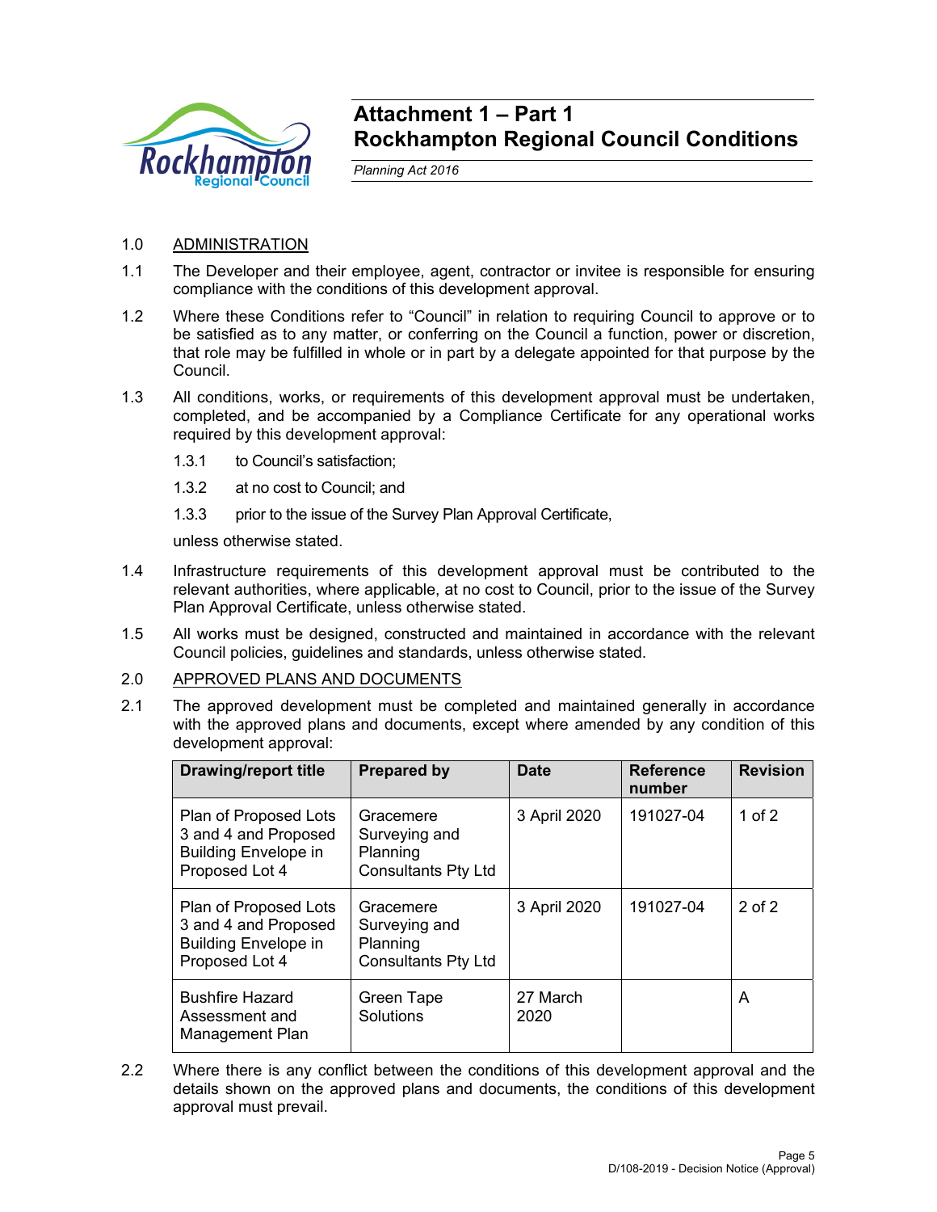# Attachment 1 – Part 1
# Rockhampton Regional Council Conditions

*Planning Act 2016*

1.0 ADMINISTRATION

1.1 The Developer and their employee, agent, contractor or invitee is responsible for ensuring compliance with the conditions of this development approval.

1.2 Where these Conditions refer to "Council" in relation to requiring Council to approve or to be satisfied as to any matter, or conferring on the Council a function, power or discretion, that role may be fulfilled in whole or in part by a delegate appointed for that purpose by the Council.

1.3 All conditions, works, or requirements of this development approval must be undertaken, completed, and be accompanied by a Compliance Certificate for any operational works required by this development approval:

1.3.1 to Council's satisfaction;

1.3.2 at no cost to Council; and

1.3.3 prior to the issue of the Survey Plan Approval Certificate,

unless otherwise stated.

1.4 Infrastructure requirements of this development approval must be contributed to the relevant authorities, where applicable, at no cost to Council, prior to the issue of the Survey Plan Approval Certificate, unless otherwise stated.

1.5 All works must be designed, constructed and maintained in accordance with the relevant Council policies, guidelines and standards, unless otherwise stated.

2.0 APPROVED PLANS AND DOCUMENTS

2.1 The approved development must be completed and maintained generally in accordance with the approved plans and documents, except where amended by any condition of this development approval:

| Drawing/report title | Prepared by | Date | Reference number | Revision |
|---|---|---|---|---|
| Plan of Proposed Lots 3 and 4 and Proposed Building Envelope in Proposed Lot 4 | Gracemere Surveying and Planning Consultants Pty Ltd | 3 April 2020 | 191027-04 | 1 of 2 |
| Plan of Proposed Lots 3 and 4 and Proposed Building Envelope in Proposed Lot 4 | Gracemere Surveying and Planning Consultants Pty Ltd | 3 April 2020 | 191027-04 | 2 of 2 |
| Bushfire Hazard Assessment and Management Plan | Green Tape Solutions | 27 March 2020 | | A |

2.2 Where there is any conflict between the conditions of this development approval and the details shown on the approved plans and documents, the conditions of this development approval must prevail.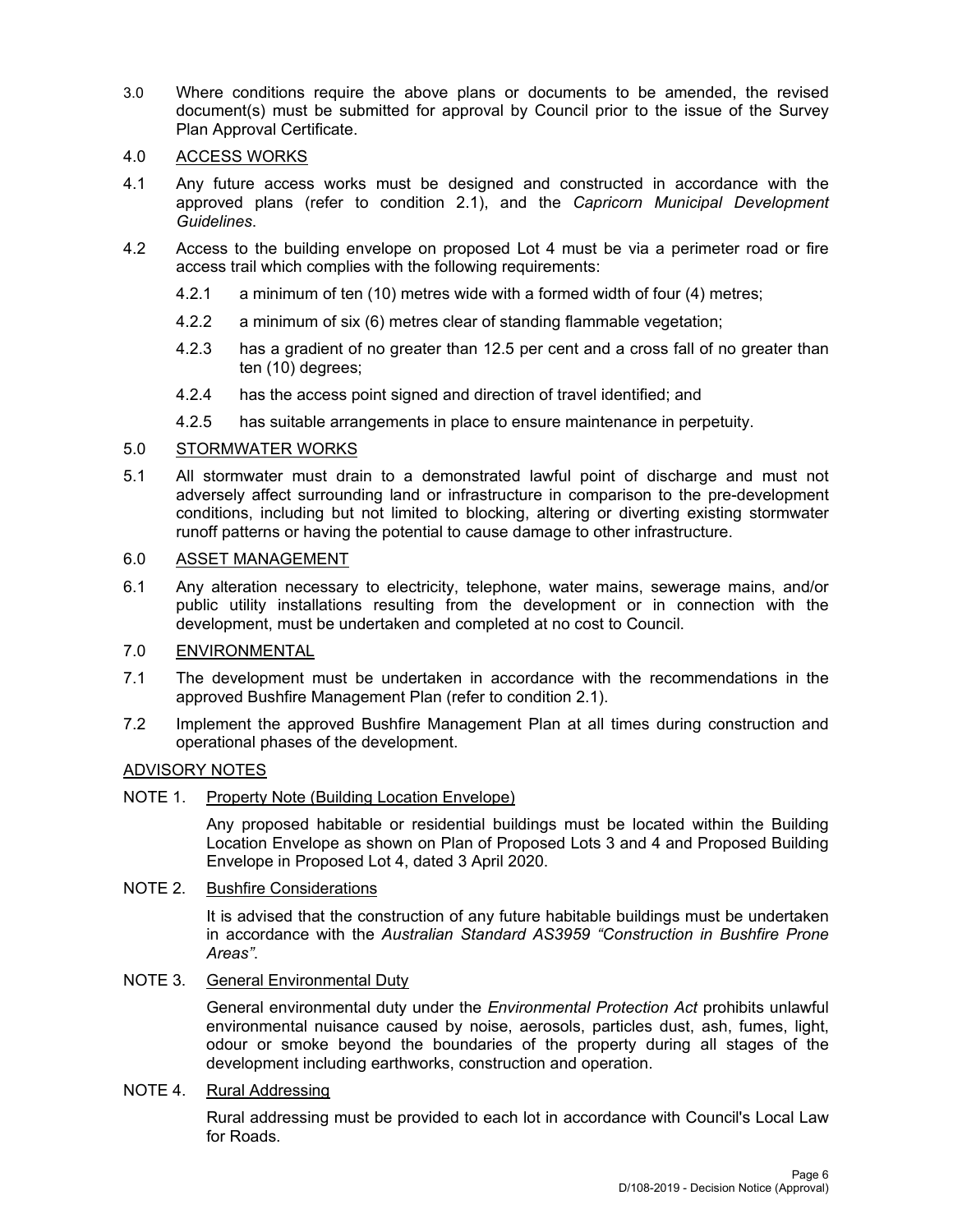3.0 Where conditions require the above plans or documents to be amended, the revised document(s) must be submitted for approval by Council prior to the issue of the Survey Plan Approval Certificate.

4.0 <u>ACCESS WORKS</u>

4.1 Any future access works must be designed and constructed in accordance with the approved plans (refer to condition 2.1), and the *Capricorn Municipal Development Guidelines*.

4.2 Access to the building envelope on proposed Lot 4 must be via a perimeter road or fire access trail which complies with the following requirements:

   4.2.1 a minimum of ten (10) metres wide with a formed width of four (4) metres;

   4.2.2 a minimum of six (6) metres clear of standing flammable vegetation;

   4.2.3 has a gradient of no greater than 12.5 per cent and a cross fall of no greater than ten (10) degrees;

   4.2.4 has the access point signed and direction of travel identified; and

   4.2.5 has suitable arrangements in place to ensure maintenance in perpetuity.

5.0 <u>STORMWATER WORKS</u>

5.1 All stormwater must drain to a demonstrated lawful point of discharge and must not adversely affect surrounding land or infrastructure in comparison to the pre-development conditions, including but not limited to blocking, altering or diverting existing stormwater runoff patterns or having the potential to cause damage to other infrastructure.

6.0 <u>ASSET MANAGEMENT</u>

6.1 Any alteration necessary to electricity, telephone, water mains, sewerage mains, and/or public utility installations resulting from the development or in connection with the development, must be undertaken and completed at no cost to Council.

7.0 <u>ENVIRONMENTAL</u>

7.1 The development must be undertaken in accordance with the recommendations in the approved Bushfire Management Plan (refer to condition 2.1).

7.2 Implement the approved Bushfire Management Plan at all times during construction and operational phases of the development.

<u>ADVISORY NOTES</u>

NOTE 1. <u>Property Note (Building Location Envelope)</u>

Any proposed habitable or residential buildings must be located within the Building Location Envelope as shown on Plan of Proposed Lots 3 and 4 and Proposed Building Envelope in Proposed Lot 4, dated 3 April 2020.

NOTE 2. <u>Bushfire Considerations</u>

It is advised that the construction of any future habitable buildings must be undertaken in accordance with the *Australian Standard AS3959 "Construction in Bushfire Prone Areas"*.

NOTE 3. <u>General Environmental Duty</u>

General environmental duty under the *Environmental Protection Act* prohibits unlawful environmental nuisance caused by noise, aerosols, particles dust, ash, fumes, light, odour or smoke beyond the boundaries of the property during all stages of the development including earthworks, construction and operation.

NOTE 4. <u>Rural Addressing</u>

Rural addressing must be provided to each lot in accordance with Council's Local Law for Roads.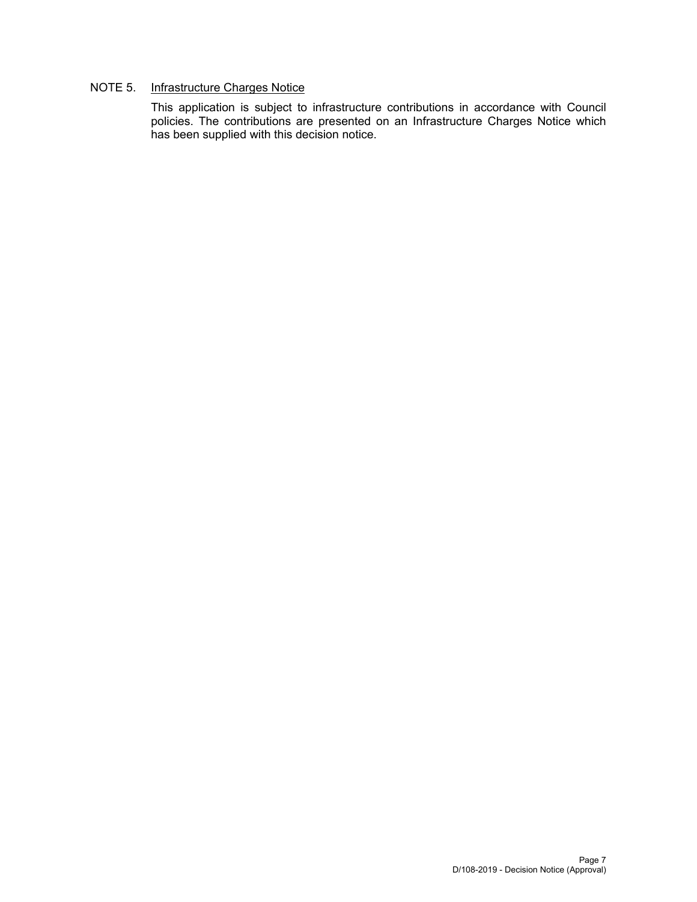NOTE 5. <u>Infrastructure Charges Notice</u>

This application is subject to infrastructure contributions in accordance with Council policies. The contributions are presented on an Infrastructure Charges Notice which has been supplied with this decision notice.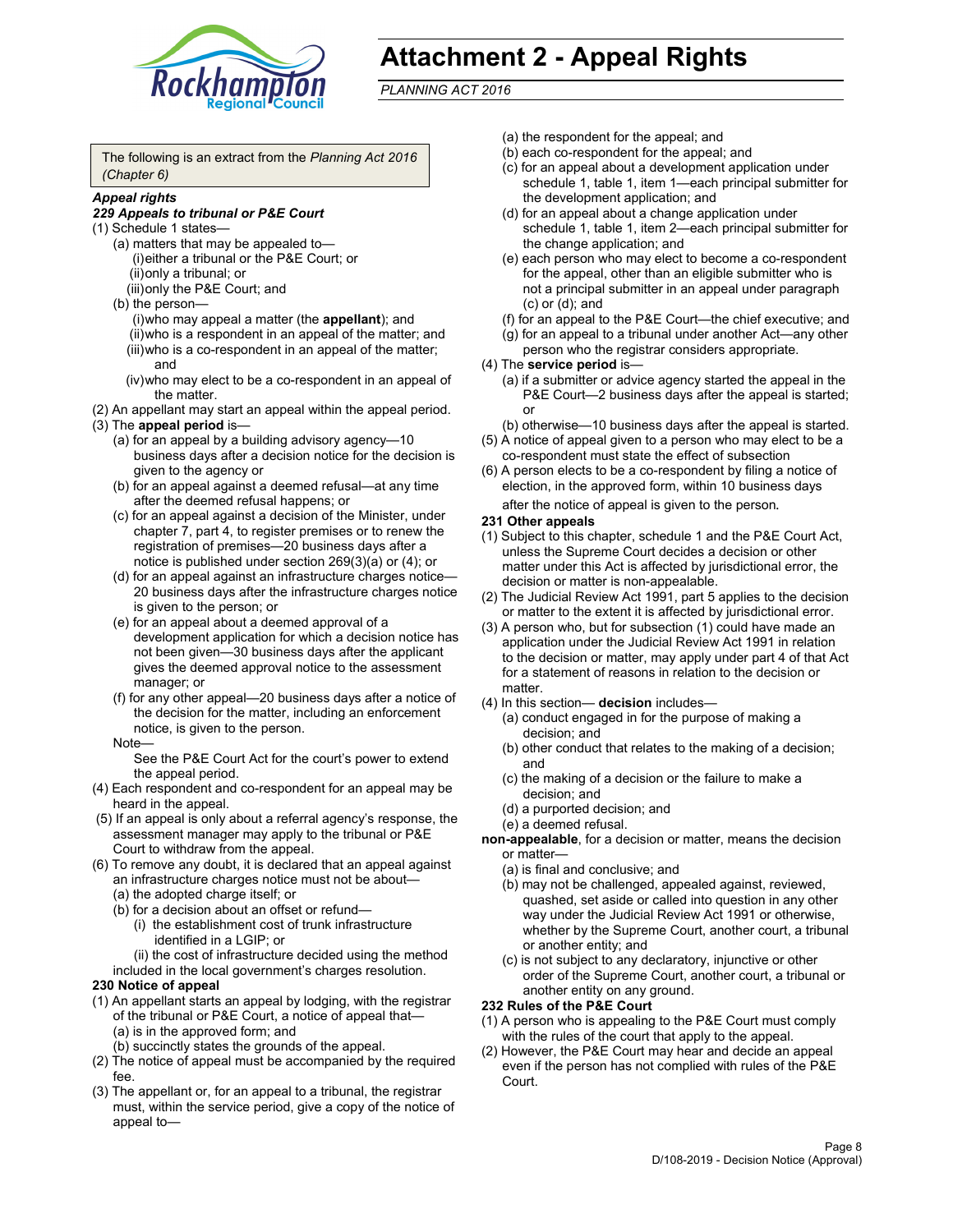# Attachment 2 - Appeal Rights

*PLANNING ACT 2016*

The following is an extract from the *Planning Act 2016 (Chapter 6)*

***Appeal rights***

***229 Appeals to tribunal or P&E Court***

(1) Schedule 1 states—

(a) matters that may be appealed to—

(i) either a tribunal or the P&E Court; or

(ii) only a tribunal; or

(iii) only the P&E Court; and

(b) the person—

(i) who may appeal a matter (the **appellant**); and

(ii) who is a respondent in an appeal of the matter; and

(iii) who is a co-respondent in an appeal of the matter; and

(iv) who may elect to be a co-respondent in an appeal of the matter.

(2) An appellant may start an appeal within the appeal period.

(3) The **appeal period** is—

(a) for an appeal by a building advisory agency—10 business days after a decision notice for the decision is given to the agency or

(b) for an appeal against a deemed refusal—at any time after the deemed refusal happens; or

(c) for an appeal against a decision of the Minister, under chapter 7, part 4, to register premises or to renew the registration of premises—20 business days after a notice is published under section 269(3)(a) or (4); or

(d) for an appeal against an infrastructure charges notice—20 business days after the infrastructure charges notice is given to the person; or

(e) for an appeal about a deemed approval of a development application for which a decision notice has not been given—30 business days after the applicant gives the deemed approval notice to the assessment manager; or

(f) for any other appeal—20 business days after a notice of the decision for the matter, including an enforcement notice, is given to the person.

Note—

See the P&E Court Act for the court's power to extend the appeal period.

(4) Each respondent and co-respondent for an appeal may be heard in the appeal.

(5) If an appeal is only about a referral agency's response, the assessment manager may apply to the tribunal or P&E Court to withdraw from the appeal.

(6) To remove any doubt, it is declared that an appeal against an infrastructure charges notice must not be about—

(a) the adopted charge itself; or

(b) for a decision about an offset or refund—

(i) the establishment cost of trunk infrastructure identified in a LGIP; or

(ii) the cost of infrastructure decided using the method included in the local government's charges resolution.

**230 Notice of appeal**

(1) An appellant starts an appeal by lodging, with the registrar of the tribunal or P&E Court, a notice of appeal that—

(a) is in the approved form; and

(b) succinctly states the grounds of the appeal.

(2) The notice of appeal must be accompanied by the required fee.

(3) The appellant or, for an appeal to a tribunal, the registrar must, within the service period, give a copy of the notice of appeal to—

(a) the respondent for the appeal; and

(b) each co-respondent for the appeal; and

(c) for an appeal about a development application under schedule 1, table 1, item 1—each principal submitter for the development application; and

(d) for an appeal about a change application under schedule 1, table 1, item 2—each principal submitter for the change application; and

(e) each person who may elect to become a co-respondent for the appeal, other than an eligible submitter who is not a principal submitter in an appeal under paragraph (c) or (d); and

(f) for an appeal to the P&E Court—the chief executive; and

(g) for an appeal to a tribunal under another Act—any other person who the registrar considers appropriate.

(4) The **service period** is—

(a) if a submitter or advice agency started the appeal in the P&E Court—2 business days after the appeal is started; or

(b) otherwise—10 business days after the appeal is started.

(5) A notice of appeal given to a person who may elect to be a co-respondent must state the effect of subsection

(6) A person elects to be a co-respondent by filing a notice of election, in the approved form, within 10 business days after the notice of appeal is given to the person.

**231 Other appeals**

(1) Subject to this chapter, schedule 1 and the P&E Court Act, unless the Supreme Court decides a decision or other matter under this Act is affected by jurisdictional error, the decision or matter is non-appealable.

(2) The Judicial Review Act 1991, part 5 applies to the decision or matter to the extent it is affected by jurisdictional error.

(3) A person who, but for subsection (1) could have made an application under the Judicial Review Act 1991 in relation to the decision or matter, may apply under part 4 of that Act for a statement of reasons in relation to the decision or matter.

(4) In this section— **decision** includes—

(a) conduct engaged in for the purpose of making a decision; and

(b) other conduct that relates to the making of a decision; and

(c) the making of a decision or the failure to make a decision; and

(d) a purported decision; and

(e) a deemed refusal.

**non-appealable**, for a decision or matter, means the decision or matter—

(a) is final and conclusive; and

(b) may not be challenged, appealed against, reviewed, quashed, set aside or called into question in any other way under the Judicial Review Act 1991 or otherwise, whether by the Supreme Court, another court, a tribunal or another entity; and

(c) is not subject to any declaratory, injunctive or other order of the Supreme Court, another court, a tribunal or another entity on any ground.

**232 Rules of the P&E Court**

(1) A person who is appealing to the P&E Court must comply with the rules of the court that apply to the appeal.

(2) However, the P&E Court may hear and decide an appeal even if the person has not complied with rules of the P&E Court.

D/108-2019 - Decision Notice (Approval)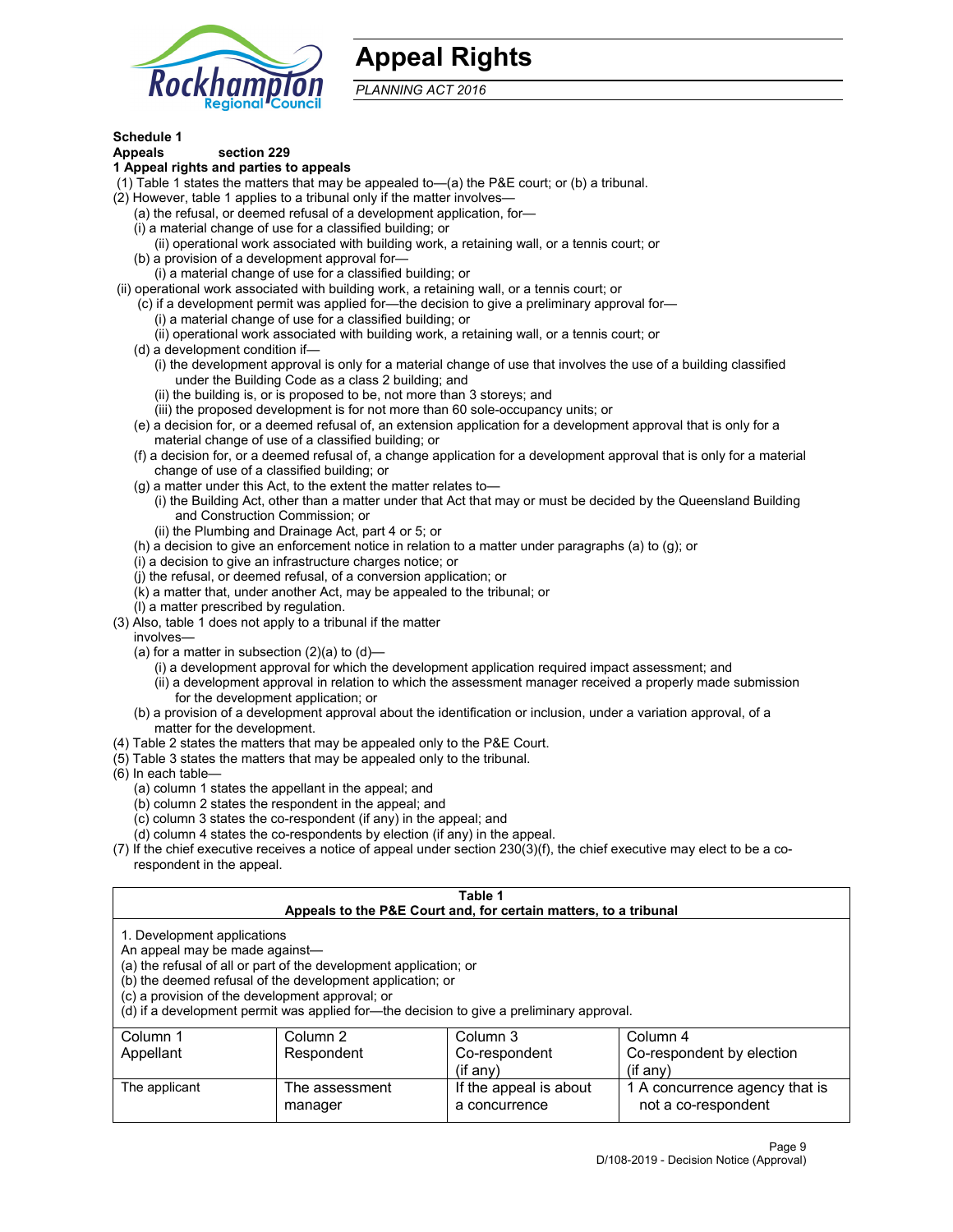# Appeal Rights

*PLANNING ACT 2016*

**Schedule 1**
**Appeals section 229**
**1 Appeal rights and parties to appeals**

(1) Table 1 states the matters that may be appealed to—(a) the P&E court; or (b) a tribunal.
(2) However, table 1 applies to a tribunal only if the matter involves—
(a) the refusal, or deemed refusal of a development application, for—
(i) a material change of use for a classified building; or
(ii) operational work associated with building work, a retaining wall, or a tennis court; or
(b) a provision of a development approval for—
(i) a material change of use for a classified building; or
(ii) operational work associated with building work, a retaining wall, or a tennis court; or
(c) if a development permit was applied for—the decision to give a preliminary approval for—
(i) a material change of use for a classified building; or
(ii) operational work associated with building work, a retaining wall, or a tennis court; or
(d) a development condition if—
(i) the development approval is only for a material change of use that involves the use of a building classified under the Building Code as a class 2 building; and
(ii) the building is, or is proposed to be, not more than 3 storeys; and
(iii) the proposed development is for not more than 60 sole-occupancy units; or
(e) a decision for, or a deemed refusal of, an extension application for a development approval that is only for a material change of use of a classified building; or
(f) a decision for, or a deemed refusal of, a change application for a development approval that is only for a material change of use of a classified building; or
(g) a matter under this Act, to the extent the matter relates to—
(i) the Building Act, other than a matter under that Act that may or must be decided by the Queensland Building and Construction Commission; or
(ii) the Plumbing and Drainage Act, part 4 or 5; or
(h) a decision to give an enforcement notice in relation to a matter under paragraphs (a) to (g); or
(i) a decision to give an infrastructure charges notice; or
(j) the refusal, or deemed refusal, of a conversion application; or
(k) a matter that, under another Act, may be appealed to the tribunal; or
(l) a matter prescribed by regulation.
(3) Also, table 1 does not apply to a tribunal if the matter involves—
(a) for a matter in subsection (2)(a) to (d)—
(i) a development approval for which the development application required impact assessment; and
(ii) a development approval in relation to which the assessment manager received a properly made submission for the development application; or
(b) a provision of a development approval about the identification or inclusion, under a variation approval, of a matter for the development.
(4) Table 2 states the matters that may be appealed only to the P&E Court.
(5) Table 3 states the matters that may be appealed only to the tribunal.
(6) In each table—
(a) column 1 states the appellant in the appeal; and
(b) column 2 states the respondent in the appeal; and
(c) column 3 states the co-respondent (if any) in the appeal; and
(d) column 4 states the co-respondents by election (if any) in the appeal.
(7) If the chief executive receives a notice of appeal under section 230(3)(f), the chief executive may elect to be a co-respondent in the appeal.

**Table 1**
**Appeals to the P&E Court and, for certain matters, to a tribunal**

1. Development applications
An appeal may be made against—
(a) the refusal of all or part of the development application; or
(b) the deemed refusal of the development application; or
(c) a provision of the development approval; or
(d) if a development permit was applied for—the decision to give a preliminary approval.

| Column 1<br>Appellant | Column 2<br>Respondent | Column 3<br>Co-respondent<br>(if any) | Column 4<br>Co-respondent by election<br>(if any) |
|---|---|---|---|
| The applicant | The assessment manager | If the appeal is about a concurrence | 1 A concurrence agency that is not a co-respondent |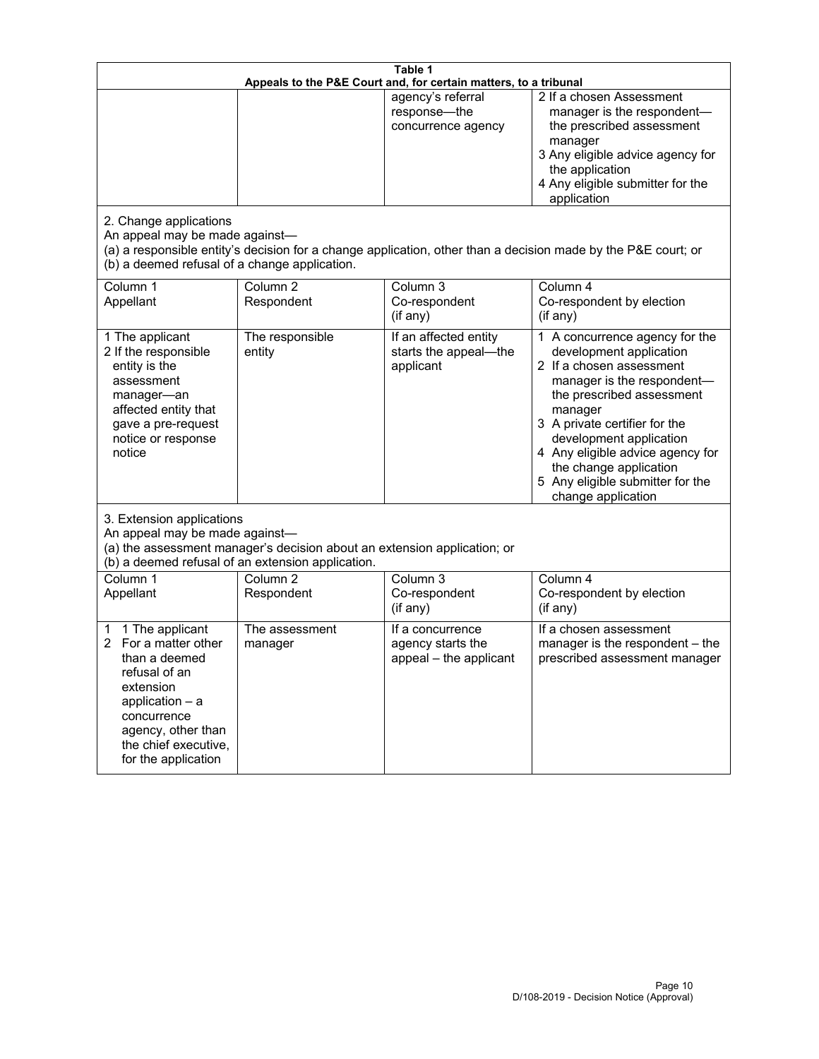**Table 1**
**Appeals to the P&E Court and, for certain matters, to a tribunal**

| | | | |
|---|---|---|---|
| | | agency's referral response—the concurrence agency | 2 If a chosen Assessment manager is the respondent—the prescribed assessment manager<br>3 Any eligible advice agency for the application<br>4 Any eligible submitter for the application |

2. Change applications
An appeal may be made against—
(a) a responsible entity's decision for a change application, other than a decision made by the P&E court; or
(b) a deemed refusal of a change application.

| Column 1<br>Appellant | Column 2<br>Respondent | Column 3<br>Co-respondent<br>(if any) | Column 4<br>Co-respondent by election<br>(if any) |
|---|---|---|---|
| 1 The applicant<br>2 If the responsible entity is the assessment manager—an affected entity that gave a pre-request notice or response notice | The responsible entity | If an affected entity starts the appeal—the applicant | 1 A concurrence agency for the development application<br>2 If a chosen assessment manager is the respondent—the prescribed assessment manager<br>3 A private certifier for the development application<br>4 Any eligible advice agency for the change application<br>5 Any eligible submitter for the change application |

3. Extension applications
An appeal may be made against—
(a) the assessment manager's decision about an extension application; or
(b) a deemed refusal of an extension application.

| Column 1<br>Appellant | Column 2<br>Respondent | Column 3<br>Co-respondent<br>(if any) | Column 4<br>Co-respondent by election<br>(if any) |
|---|---|---|---|
| 1 1 The applicant<br>2 For a matter other than a deemed refusal of an extension application – a concurrence agency, other than the chief executive, for the application | The assessment manager | If a concurrence agency starts the appeal – the applicant | If a chosen assessment manager is the respondent – the prescribed assessment manager |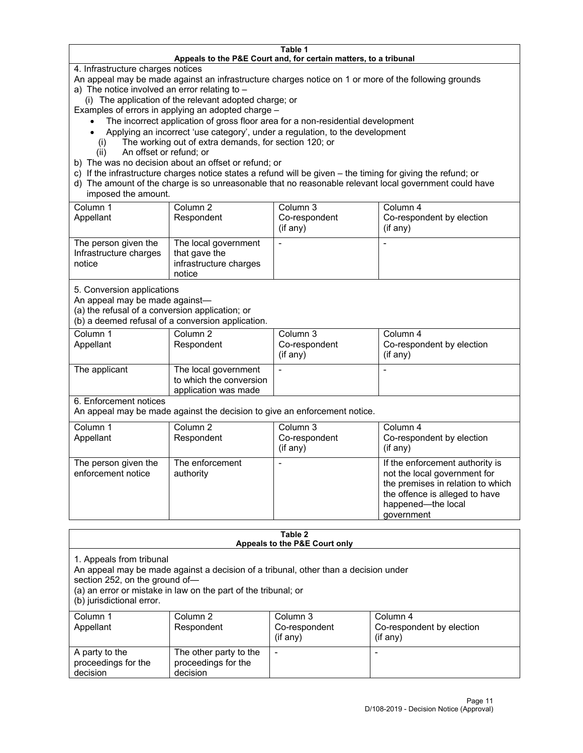**Table 1**
**Appeals to the P&E Court and, for certain matters, to a tribunal**

4. Infrastructure charges notices

An appeal may be made against an infrastructure charges notice on 1 or more of the following grounds

a) The notice involved an error relating to –

(i) The application of the relevant adopted charge; or

Examples of errors in applying an adopted charge –

- The incorrect application of gross floor area for a non-residential development
- Applying an incorrect 'use category', under a regulation, to the development

(i) The working out of extra demands, for section 120; or

(ii) An offset or refund; or

b) The was no decision about an offset or refund; or

c) If the infrastructure charges notice states a refund will be given – the timing for giving the refund; or

d) The amount of the charge is so unreasonable that no reasonable relevant local government could have imposed the amount.

| Column 1<br>Appellant | Column 2<br>Respondent | Column 3<br>Co-respondent<br>(if any) | Column 4<br>Co-respondent by election<br>(if any) |
|---|---|---|---|
| The person given the Infrastructure charges notice | The local government that gave the infrastructure charges notice | - | - |

5. Conversion applications

An appeal may be made against—

(a) the refusal of a conversion application; or

(b) a deemed refusal of a conversion application.

| Column 1<br>Appellant | Column 2<br>Respondent | Column 3<br>Co-respondent<br>(if any) | Column 4<br>Co-respondent by election<br>(if any) |
|---|---|---|---|
| The applicant | The local government to which the conversion application was made | - | - |

6. Enforcement notices

An appeal may be made against the decision to give an enforcement notice.

| Column 1<br>Appellant | Column 2<br>Respondent | Column 3<br>Co-respondent<br>(if any) | Column 4<br>Co-respondent by election<br>(if any) |
|---|---|---|---|
| The person given the enforcement notice | The enforcement authority | - | If the enforcement authority is not the local government for the premises in relation to which the offence is alleged to have happened—the local government |

**Table 2**
**Appeals to the P&E Court only**

1. Appeals from tribunal

An appeal may be made against a decision of a tribunal, other than a decision under section 252, on the ground of—

(a) an error or mistake in law on the part of the tribunal; or

(b) jurisdictional error.

| Column 1<br>Appellant | Column 2<br>Respondent | Column 3<br>Co-respondent<br>(if any) | Column 4<br>Co-respondent by election<br>(if any) |
|---|---|---|---|
| A party to the proceedings for the decision | The other party to the proceedings for the decision | - | - |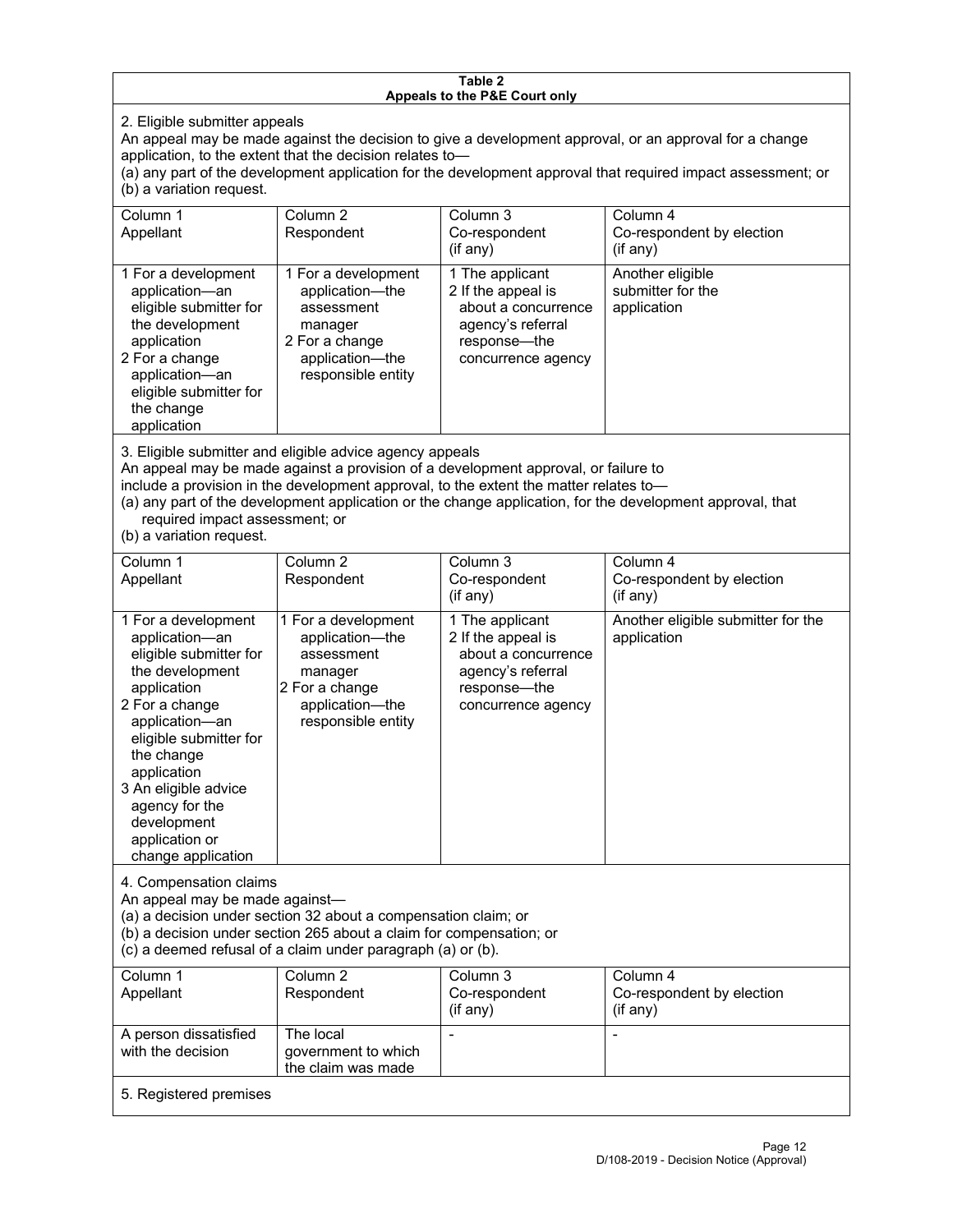**Table 2**
**Appeals to the P&E Court only**

2. Eligible submitter appeals

An appeal may be made against the decision to give a development approval, or an approval for a change application, to the extent that the decision relates to—

(a) any part of the development application for the development approval that required impact assessment; or

(b) a variation request.

| Column 1<br>Appellant | Column 2<br>Respondent | Column 3<br>Co-respondent<br>(if any) | Column 4<br>Co-respondent by election<br>(if any) |
|---|---|---|---|
| 1 For a development application—an eligible submitter for the development application<br>2 For a change application—an eligible submitter for the change application | 1 For a development application—the assessment manager<br>2 For a change application—the responsible entity | 1 The applicant<br>2 If the appeal is about a concurrence agency's referral response—the concurrence agency | Another eligible submitter for the application |

3. Eligible submitter and eligible advice agency appeals

An appeal may be made against a provision of a development approval, or failure to include a provision in the development approval, to the extent the matter relates to—

(a) any part of the development application or the change application, for the development approval, that required impact assessment; or

(b) a variation request.

| Column 1<br>Appellant | Column 2<br>Respondent | Column 3<br>Co-respondent<br>(if any) | Column 4<br>Co-respondent by election<br>(if any) |
|---|---|---|---|
| 1 For a development application—an eligible submitter for the development application<br>2 For a change application—an eligible submitter for the change application<br>3 An eligible advice agency for the development application or change application | 1 For a development application—the assessment manager<br>2 For a change application—the responsible entity | 1 The applicant<br>2 If the appeal is about a concurrence agency's referral response—the concurrence agency | Another eligible submitter for the application |

4. Compensation claims

An appeal may be made against—

(a) a decision under section 32 about a compensation claim; or

(b) a decision under section 265 about a claim for compensation; or

(c) a deemed refusal of a claim under paragraph (a) or (b).

| Column 1<br>Appellant | Column 2<br>Respondent | Column 3<br>Co-respondent<br>(if any) | Column 4<br>Co-respondent by election<br>(if any) |
|---|---|---|---|
| A person dissatisfied with the decision | The local government to which the claim was made | - | - |

5. Registered premises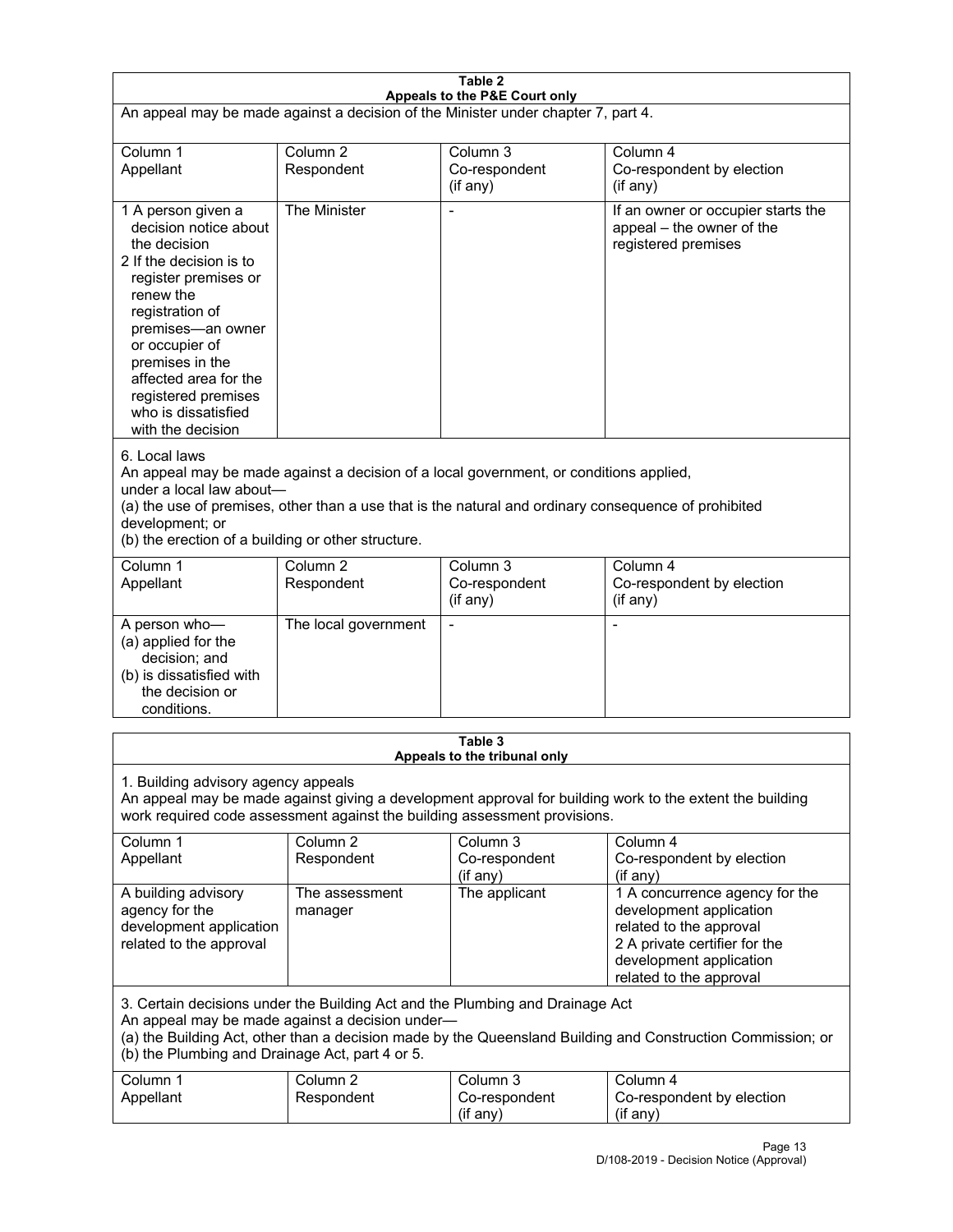**Table 2**
**Appeals to the P&E Court only**

An appeal may be made against a decision of the Minister under chapter 7, part 4.

| Column 1<br>Appellant | Column 2<br>Respondent | Column 3<br>Co-respondent<br>(if any) | Column 4<br>Co-respondent by election<br>(if any) |
|---|---|---|---|
| 1 A person given a decision notice about the decision<br>2 If the decision is to register premises or renew the registration of premises—an owner or occupier of premises in the affected area for the registered premises who is dissatisfied with the decision | The Minister | - | If an owner or occupier starts the appeal – the owner of the registered premises |

6. Local laws
An appeal may be made against a decision of a local government, or conditions applied, under a local law about—
(a) the use of premises, other than a use that is the natural and ordinary consequence of prohibited development; or
(b) the erection of a building or other structure.

| Column 1<br>Appellant | Column 2<br>Respondent | Column 3<br>Co-respondent<br>(if any) | Column 4<br>Co-respondent by election<br>(if any) |
|---|---|---|---|
| A person who—<br>(a) applied for the decision; and<br>(b) is dissatisfied with the decision or conditions. | The local government | - | - |

**Table 3**
**Appeals to the tribunal only**

1. Building advisory agency appeals
An appeal may be made against giving a development approval for building work to the extent the building work required code assessment against the building assessment provisions.

| Column 1<br>Appellant | Column 2<br>Respondent | Column 3<br>Co-respondent<br>(if any) | Column 4<br>Co-respondent by election<br>(if any) |
|---|---|---|---|
| A building advisory agency for the development application related to the approval | The assessment manager | The applicant | 1 A concurrence agency for the development application related to the approval<br>2 A private certifier for the development application related to the approval |

3. Certain decisions under the Building Act and the Plumbing and Drainage Act
An appeal may be made against a decision under—
(a) the Building Act, other than a decision made by the Queensland Building and Construction Commission; or
(b) the Plumbing and Drainage Act, part 4 or 5.

| Column 1<br>Appellant | Column 2<br>Respondent | Column 3<br>Co-respondent<br>(if any) | Column 4<br>Co-respondent by election<br>(if any) |
|---|---|---|---|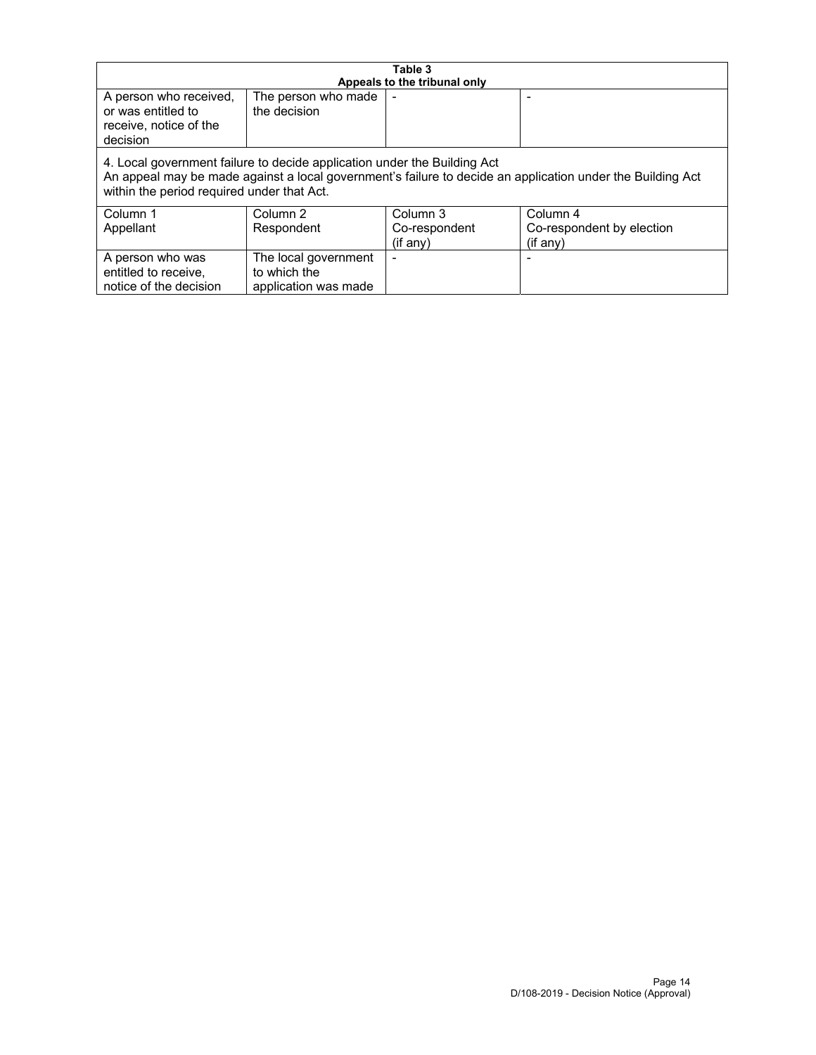**Table 3**
**Appeals to the tribunal only**

| | | | |
|---|---|---|---|
| A person who received, or was entitled to receive, notice of the decision | The person who made the decision | - | - |

4. Local government failure to decide application under the Building Act
An appeal may be made against a local government's failure to decide an application under the Building Act within the period required under that Act.

| Column 1 Appellant | Column 2 Respondent | Column 3 Co-respondent (if any) | Column 4 Co-respondent by election (if any) |
|---|---|---|---|
| A person who was entitled to receive, notice of the decision | The local government to which the application was made | - | - |